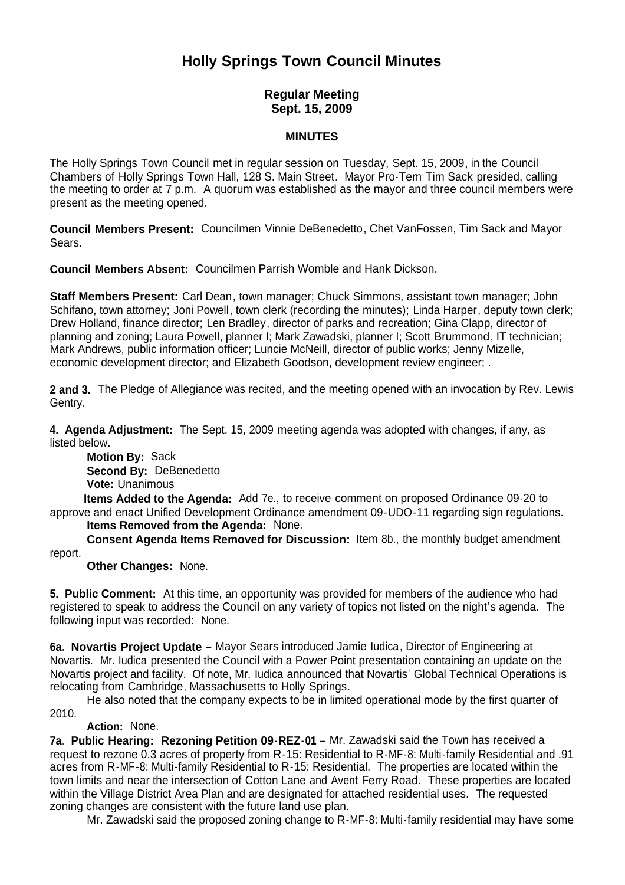# Holly Springs Town Council Minutes

**Regular Meeting**
**Sept. 15, 2009**

**MINUTES**

The Holly Springs Town Council met in regular session on Tuesday, Sept. 15, 2009, in the Council Chambers of Holly Springs Town Hall, 128 S. Main Street. Mayor Pro-Tem Tim Sack presided, calling the meeting to order at 7 p.m. A quorum was established as the mayor and three council members were present as the meeting opened.

**Council Members Present:** Councilmen Vinnie DeBenedetto, Chet VanFossen, Tim Sack and Mayor Sears.

**Council Members Absent:** Councilmen Parrish Womble and Hank Dickson.

**Staff Members Present:** Carl Dean, town manager; Chuck Simmons, assistant town manager; John Schifano, town attorney; Joni Powell, town clerk (recording the minutes); Linda Harper, deputy town clerk; Drew Holland, finance director; Len Bradley, director of parks and recreation; Gina Clapp, director of planning and zoning; Laura Powell, planner I; Mark Zawadski, planner I; Scott Brummond, IT technician; Mark Andrews, public information officer; Luncie McNeill, director of public works; Jenny Mizelle, economic development director; and Elizabeth Goodson, development review engineer; .

**2 and 3.** The Pledge of Allegiance was recited, and the meeting opened with an invocation by Rev. Lewis Gentry.

**4. Agenda Adjustment:** The Sept. 15, 2009 meeting agenda was adopted with changes, if any, as listed below.

**Motion By:** Sack
**Second By:** DeBenedetto
**Vote:** Unanimous

**Items Added to the Agenda:** Add 7e., to receive comment on proposed Ordinance 09-20 to approve and enact Unified Development Ordinance amendment 09-UDO-11 regarding sign regulations.

**Items Removed from the Agenda:** None.

**Consent Agenda Items Removed for Discussion:** Item 8b., the monthly budget amendment report.

**Other Changes:** None.

**5. Public Comment:** At this time, an opportunity was provided for members of the audience who had registered to speak to address the Council on any variety of topics not listed on the night's agenda. The following input was recorded: None.

**6a. Novartis Project Update –** Mayor Sears introduced Jamie Iudica, Director of Engineering at Novartis. Mr. Iudica presented the Council with a Power Point presentation containing an update on the Novartis project and facility. Of note, Mr. Iudica announced that Novartis' Global Technical Operations is relocating from Cambridge, Massachusetts to Holly Springs.

He also noted that the company expects to be in limited operational mode by the first quarter of 2010.

**Action:** None.

**7a. Public Hearing: Rezoning Petition 09-REZ-01 –** Mr. Zawadski said the Town has received a request to rezone 0.3 acres of property from R-15: Residential to R-MF-8: Multi-family Residential and .91 acres from R-MF-8: Multi-family Residential to R-15: Residential. The properties are located within the town limits and near the intersection of Cotton Lane and Avent Ferry Road. These properties are located within the Village District Area Plan and are designated for attached residential uses. The requested zoning changes are consistent with the future land use plan.

Mr. Zawadski said the proposed zoning change to R-MF-8: Multi-family residential may have some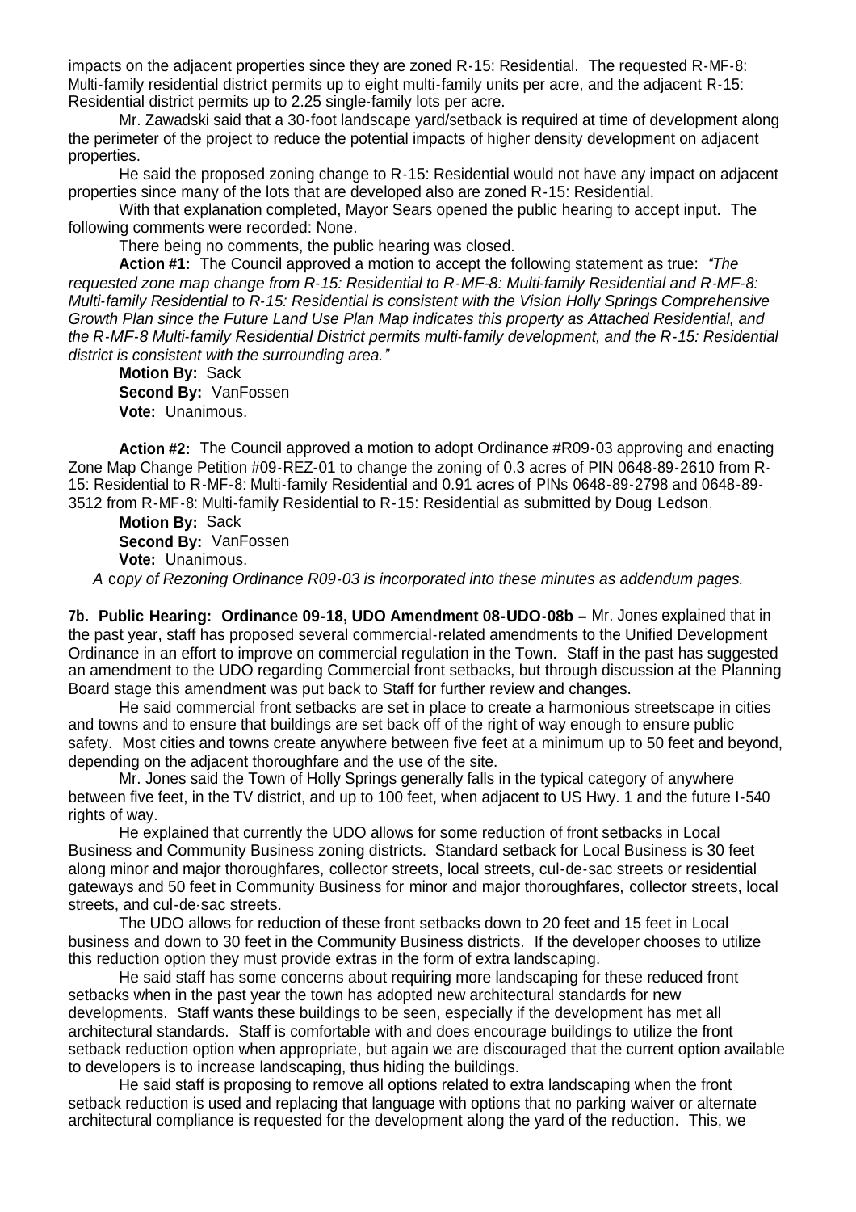impacts on the adjacent properties since they are zoned R-15: Residential. The requested R-MF-8: Multi-family residential district permits up to eight multi-family units per acre, and the adjacent R-15: Residential district permits up to 2.25 single-family lots per acre.

Mr. Zawadski said that a 30-foot landscape yard/setback is required at time of development along the perimeter of the project to reduce the potential impacts of higher density development on adjacent properties.

He said the proposed zoning change to R-15: Residential would not have any impact on adjacent properties since many of the lots that are developed also are zoned R-15: Residential.

With that explanation completed, Mayor Sears opened the public hearing to accept input. The following comments were recorded: None.

There being no comments, the public hearing was closed.

**Action #1:** The Council approved a motion to accept the following statement as true: *"The requested zone map change from R-15: Residential to R-MF-8: Multi-family Residential and R-MF-8: Multi-family Residential to R-15: Residential is consistent with the Vision Holly Springs Comprehensive Growth Plan since the Future Land Use Plan Map indicates this property as Attached Residential, and the R-MF-8 Multi-family Residential District permits multi-family development, and the R-15: Residential district is consistent with the surrounding area."*

**Motion By:** Sack
**Second By:** VanFossen
**Vote:** Unanimous.

**Action #2:** The Council approved a motion to adopt Ordinance #R09-03 approving and enacting Zone Map Change Petition #09-REZ-01 to change the zoning of 0.3 acres of PIN 0648-89-2610 from R-15: Residential to R-MF-8: Multi-family Residential and 0.91 acres of PINs 0648-89-2798 and 0648-89-3512 from R-MF-8: Multi-family Residential to R-15: Residential as submitted by Doug Ledson.

**Motion By:** Sack
**Second By:** VanFossen
**Vote:** Unanimous.

*A copy of Rezoning Ordinance R09-03 is incorporated into these minutes as addendum pages.*

**7b. Public Hearing: Ordinance 09-18, UDO Amendment 08-UDO-08b –** Mr. Jones explained that in the past year, staff has proposed several commercial-related amendments to the Unified Development Ordinance in an effort to improve on commercial regulation in the Town. Staff in the past has suggested an amendment to the UDO regarding Commercial front setbacks, but through discussion at the Planning Board stage this amendment was put back to Staff for further review and changes.

He said commercial front setbacks are set in place to create a harmonious streetscape in cities and towns and to ensure that buildings are set back off of the right of way enough to ensure public safety. Most cities and towns create anywhere between five feet at a minimum up to 50 feet and beyond, depending on the adjacent thoroughfare and the use of the site.

Mr. Jones said the Town of Holly Springs generally falls in the typical category of anywhere between five feet, in the TV district, and up to 100 feet, when adjacent to US Hwy. 1 and the future I-540 rights of way.

He explained that currently the UDO allows for some reduction of front setbacks in Local Business and Community Business zoning districts. Standard setback for Local Business is 30 feet along minor and major thoroughfares, collector streets, local streets, cul-de-sac streets or residential gateways and 50 feet in Community Business for minor and major thoroughfares, collector streets, local streets, and cul-de-sac streets.

The UDO allows for reduction of these front setbacks down to 20 feet and 15 feet in Local business and down to 30 feet in the Community Business districts. If the developer chooses to utilize this reduction option they must provide extras in the form of extra landscaping.

He said staff has some concerns about requiring more landscaping for these reduced front setbacks when in the past year the town has adopted new architectural standards for new developments. Staff wants these buildings to be seen, especially if the development has met all architectural standards. Staff is comfortable with and does encourage buildings to utilize the front setback reduction option when appropriate, but again we are discouraged that the current option available to developers is to increase landscaping, thus hiding the buildings.

He said staff is proposing to remove all options related to extra landscaping when the front setback reduction is used and replacing that language with options that no parking waiver or alternate architectural compliance is requested for the development along the yard of the reduction. This, we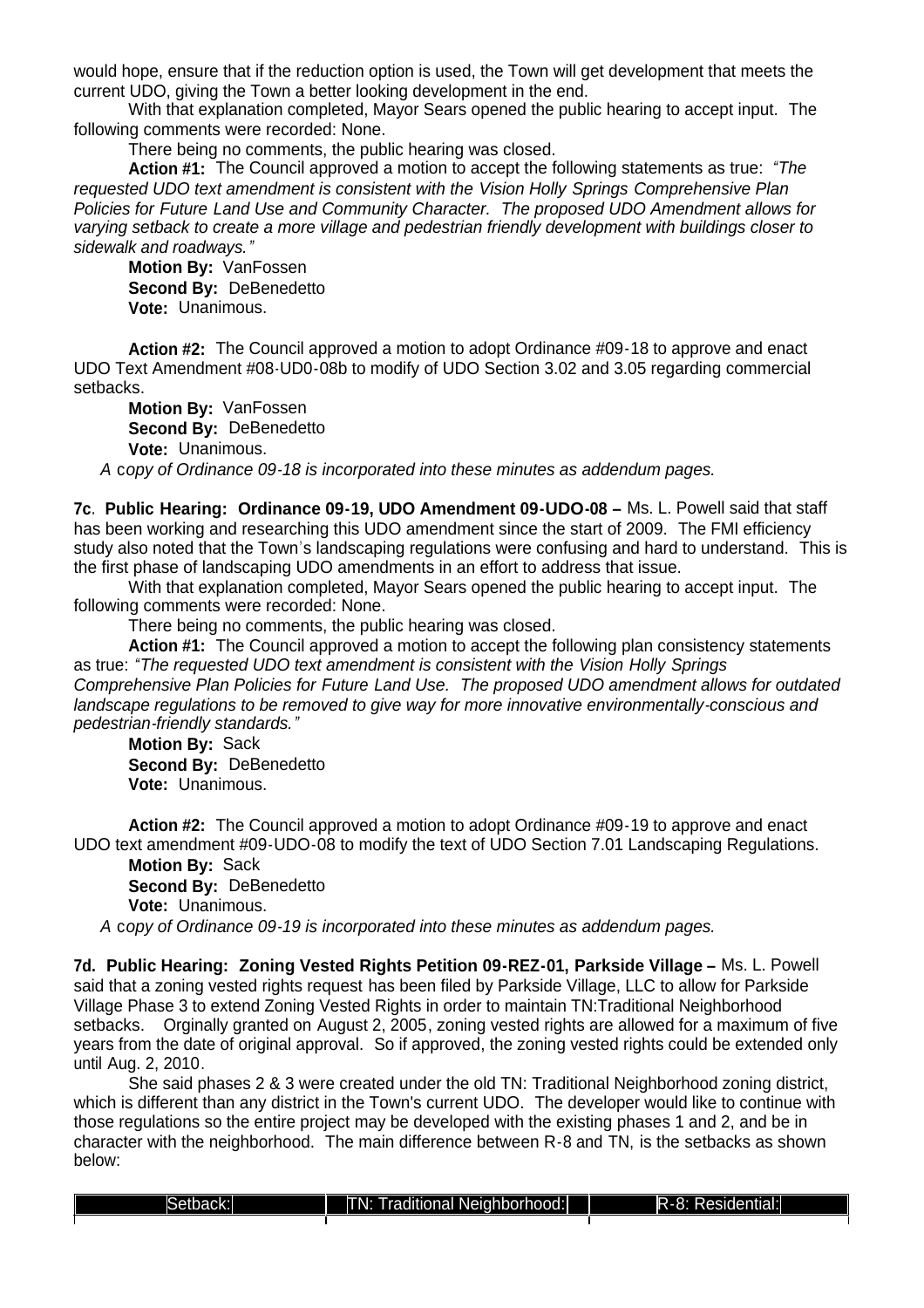would hope, ensure that if the reduction option is used, the Town will get development that meets the current UDO, giving the Town a better looking development in the end.

With that explanation completed, Mayor Sears opened the public hearing to accept input. The following comments were recorded: None.

There being no comments, the public hearing was closed.

**Action #1:** The Council approved a motion to accept the following statements as true: *"The requested UDO text amendment is consistent with the Vision Holly Springs Comprehensive Plan Policies for Future Land Use and Community Character. The proposed UDO Amendment allows for varying setback to create a more village and pedestrian friendly development with buildings closer to sidewalk and roadways."*

**Motion By:** VanFossen
**Second By:** DeBenedetto
**Vote:** Unanimous.

**Action #2:** The Council approved a motion to adopt Ordinance #09-18 to approve and enact UDO Text Amendment #08-UD0-08b to modify of UDO Section 3.02 and 3.05 regarding commercial setbacks.

**Motion By:** VanFossen
**Second By:** DeBenedetto
**Vote:** Unanimous.

*A copy of Ordinance 09-18 is incorporated into these minutes as addendum pages.*

**7c. Public Hearing: Ordinance 09-19, UDO Amendment 09-UDO-08 –** Ms. L. Powell said that staff has been working and researching this UDO amendment since the start of 2009. The FMI efficiency study also noted that the Town's landscaping regulations were confusing and hard to understand. This is the first phase of landscaping UDO amendments in an effort to address that issue.

With that explanation completed, Mayor Sears opened the public hearing to accept input. The following comments were recorded: None.

There being no comments, the public hearing was closed.

**Action #1:** The Council approved a motion to accept the following plan consistency statements as true: *"The requested UDO text amendment is consistent with the Vision Holly Springs Comprehensive Plan Policies for Future Land Use. The proposed UDO amendment allows for outdated landscape regulations to be removed to give way for more innovative environmentally-conscious and pedestrian-friendly standards."*

**Motion By:** Sack
**Second By:** DeBenedetto
**Vote:** Unanimous.

**Action #2:** The Council approved a motion to adopt Ordinance #09-19 to approve and enact UDO text amendment #09-UDO-08 to modify the text of UDO Section 7.01 Landscaping Regulations.

**Motion By:** Sack
**Second By:** DeBenedetto
**Vote:** Unanimous.

*A copy of Ordinance 09-19 is incorporated into these minutes as addendum pages.*

**7d. Public Hearing: Zoning Vested Rights Petition 09-REZ-01, Parkside Village –** Ms. L. Powell said that a zoning vested rights request has been filed by Parkside Village, LLC to allow for Parkside Village Phase 3 to extend Zoning Vested Rights in order to maintain TN:Traditional Neighborhood setbacks. Orginally granted on August 2, 2005, zoning vested rights are allowed for a maximum of five years from the date of original approval. So if approved, the zoning vested rights could be extended only until Aug. 2, 2010.

She said phases 2 & 3 were created under the old TN: Traditional Neighborhood zoning district, which is different than any district in the Town's current UDO. The developer would like to continue with those regulations so the entire project may be developed with the existing phases 1 and 2, and be in character with the neighborhood. The main difference between R-8 and TN, is the setbacks as shown below:

| Setback: | TN: Traditional Neighborhood: | R-8: Residential: |
|---|---|---|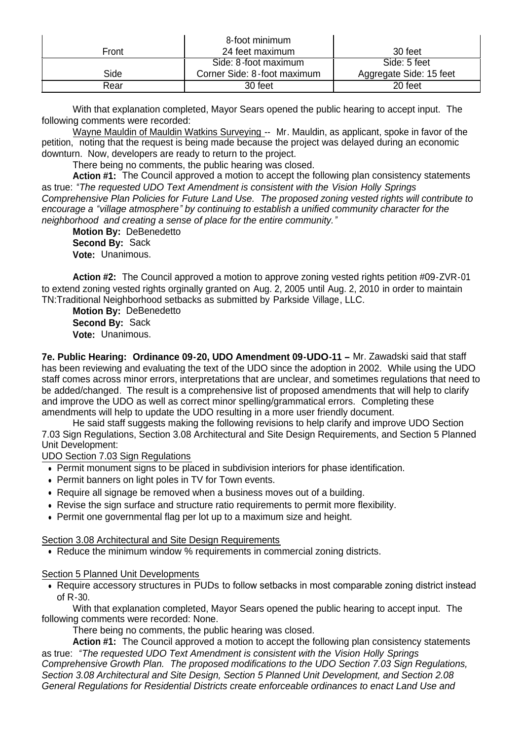| | | |
|---|---|---|
| Front | 8-foot minimum 24 feet maximum | 30 feet |
| Side | Side: 8-foot maximum Corner Side: 8-foot maximum | Side: 5 feet Aggregate Side: 15 feet |
| Rear | 30 feet | 20 feet |

With that explanation completed, Mayor Sears opened the public hearing to accept input. The following comments were recorded:

Wayne Mauldin of Mauldin Watkins Surveying -- Mr. Mauldin, as applicant, spoke in favor of the petition, noting that the request is being made because the project was delayed during an economic downturn. Now, developers are ready to return to the project.

There being no comments, the public hearing was closed.

**Action #1:** The Council approved a motion to accept the following plan consistency statements as true: *"The requested UDO Text Amendment is consistent with the Vision Holly Springs Comprehensive Plan Policies for Future Land Use. The proposed zoning vested rights will contribute to encourage a "village atmosphere" by continuing to establish a unified community character for the neighborhood and creating a sense of place for the entire community."*

**Motion By:** DeBenedetto
**Second By:** Sack
**Vote:** Unanimous.

**Action #2:** The Council approved a motion to approve zoning vested rights petition #09-ZVR-01 to extend zoning vested rights orginally granted on Aug. 2, 2005 until Aug. 2, 2010 in order to maintain TN:Traditional Neighborhood setbacks as submitted by Parkside Village, LLC.

**Motion By:** DeBenedetto
**Second By:** Sack
**Vote:** Unanimous.

**7e. Public Hearing: Ordinance 09-20, UDO Amendment 09-UDO-11 –** Mr. Zawadski said that staff has been reviewing and evaluating the text of the UDO since the adoption in 2002. While using the UDO staff comes across minor errors, interpretations that are unclear, and sometimes regulations that need to be added/changed. The result is a comprehensive list of proposed amendments that will help to clarify and improve the UDO as well as correct minor spelling/grammatical errors. Completing these amendments will help to update the UDO resulting in a more user friendly document.

He said staff suggests making the following revisions to help clarify and improve UDO Section 7.03 Sign Regulations, Section 3.08 Architectural and Site Design Requirements, and Section 5 Planned Unit Development:

UDO Section 7.03 Sign Regulations

- Permit monument signs to be placed in subdivision interiors for phase identification.
- Permit banners on light poles in TV for Town events.
- Require all signage be removed when a business moves out of a building.
- Revise the sign surface and structure ratio requirements to permit more flexibility.
- Permit one governmental flag per lot up to a maximum size and height.

Section 3.08 Architectural and Site Design Requirements

- Reduce the minimum window % requirements in commercial zoning districts.

Section 5 Planned Unit Developments

- Require accessory structures in PUDs to follow setbacks in most comparable zoning district instead of R-30.

With that explanation completed, Mayor Sears opened the public hearing to accept input. The following comments were recorded: None.

There being no comments, the public hearing was closed.

**Action #1:** The Council approved a motion to accept the following plan consistency statements as true: *"The requested UDO Text Amendment is consistent with the Vision Holly Springs Comprehensive Growth Plan. The proposed modifications to the UDO Section 7.03 Sign Regulations, Section 3.08 Architectural and Site Design, Section 5 Planned Unit Development, and Section 2.08 General Regulations for Residential Districts create enforceable ordinances to enact Land Use and*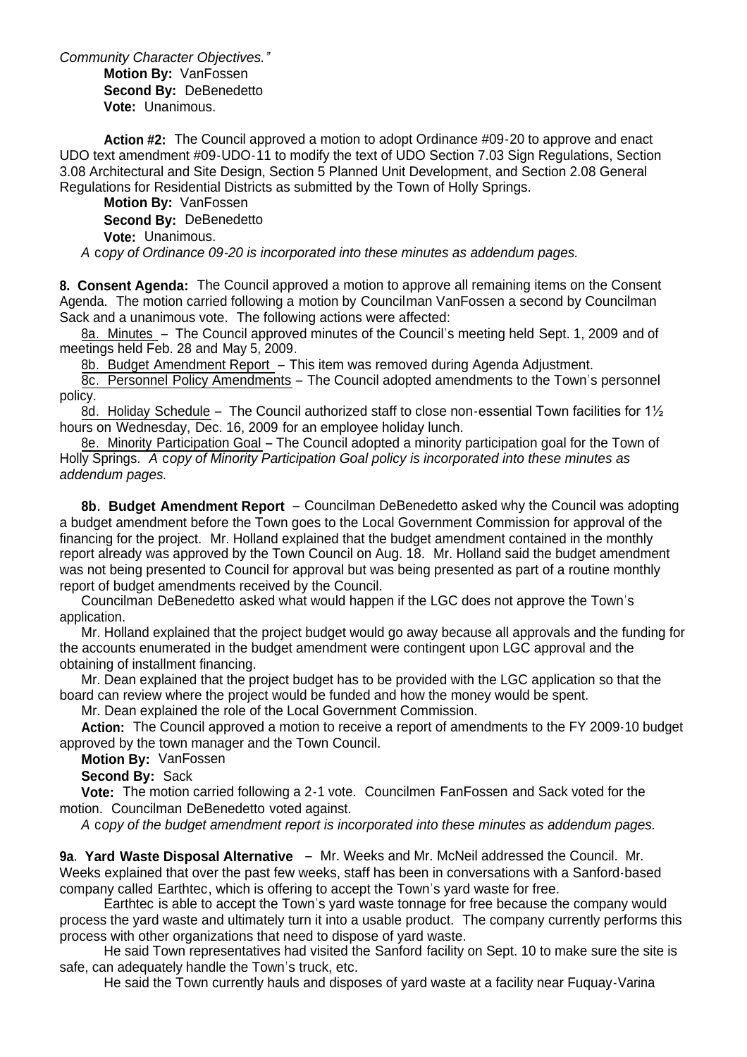*Community Character Objectives."*

**Motion By:** VanFossen
**Second By:** DeBenedetto
**Vote:** Unanimous.

**Action #2:** The Council approved a motion to adopt Ordinance #09-20 to approve and enact UDO text amendment #09-UDO-11 to modify the text of UDO Section 7.03 Sign Regulations, Section 3.08 Architectural and Site Design, Section 5 Planned Unit Development, and Section 2.08 General Regulations for Residential Districts as submitted by the Town of Holly Springs.

**Motion By:** VanFossen
**Second By:** DeBenedetto
**Vote:** Unanimous.

*A copy of Ordinance 09-20 is incorporated into these minutes as addendum pages.*

**8. Consent Agenda:** The Council approved a motion to approve all remaining items on the Consent Agenda. The motion carried following a motion by Councilman VanFossen a second by Councilman Sack and a unanimous vote. The following actions were affected:

8a. Minutes – The Council approved minutes of the Council's meeting held Sept. 1, 2009 and of meetings held Feb. 28 and May 5, 2009.

8b. Budget Amendment Report – This item was removed during Agenda Adjustment.

8c. Personnel Policy Amendments – The Council adopted amendments to the Town's personnel policy.

8d. Holiday Schedule – The Council authorized staff to close non-essential Town facilities for 1½ hours on Wednesday, Dec. 16, 2009 for an employee holiday lunch.

8e. Minority Participation Goal – The Council adopted a minority participation goal for the Town of Holly Springs. *A copy of Minority Participation Goal policy is incorporated into these minutes as addendum pages.*

**8b. Budget Amendment Report** – Councilman DeBenedetto asked why the Council was adopting a budget amendment before the Town goes to the Local Government Commission for approval of the financing for the project. Mr. Holland explained that the budget amendment contained in the monthly report already was approved by the Town Council on Aug. 18. Mr. Holland said the budget amendment was not being presented to Council for approval but was being presented as part of a routine monthly report of budget amendments received by the Council.

Councilman DeBenedetto asked what would happen if the LGC does not approve the Town's application.

Mr. Holland explained that the project budget would go away because all approvals and the funding for the accounts enumerated in the budget amendment were contingent upon LGC approval and the obtaining of installment financing.

Mr. Dean explained that the project budget has to be provided with the LGC application so that the board can review where the project would be funded and how the money would be spent.

Mr. Dean explained the role of the Local Government Commission.

**Action:** The Council approved a motion to receive a report of amendments to the FY 2009-10 budget approved by the town manager and the Town Council.

**Motion By:** VanFossen
**Second By:** Sack
**Vote:** The motion carried following a 2-1 vote. Councilmen FanFossen and Sack voted for the motion. Councilman DeBenedetto voted against.

*A copy of the budget amendment report is incorporated into these minutes as addendum pages.*

**9a. Yard Waste Disposal Alternative** – Mr. Weeks and Mr. McNeil addressed the Council. Mr. Weeks explained that over the past few weeks, staff has been in conversations with a Sanford-based company called Earthtec, which is offering to accept the Town's yard waste for free.

Earthtec is able to accept the Town's yard waste tonnage for free because the company would process the yard waste and ultimately turn it into a usable product. The company currently performs this process with other organizations that need to dispose of yard waste.

He said Town representatives had visited the Sanford facility on Sept. 10 to make sure the site is safe, can adequately handle the Town's truck, etc.

He said the Town currently hauls and disposes of yard waste at a facility near Fuquay-Varina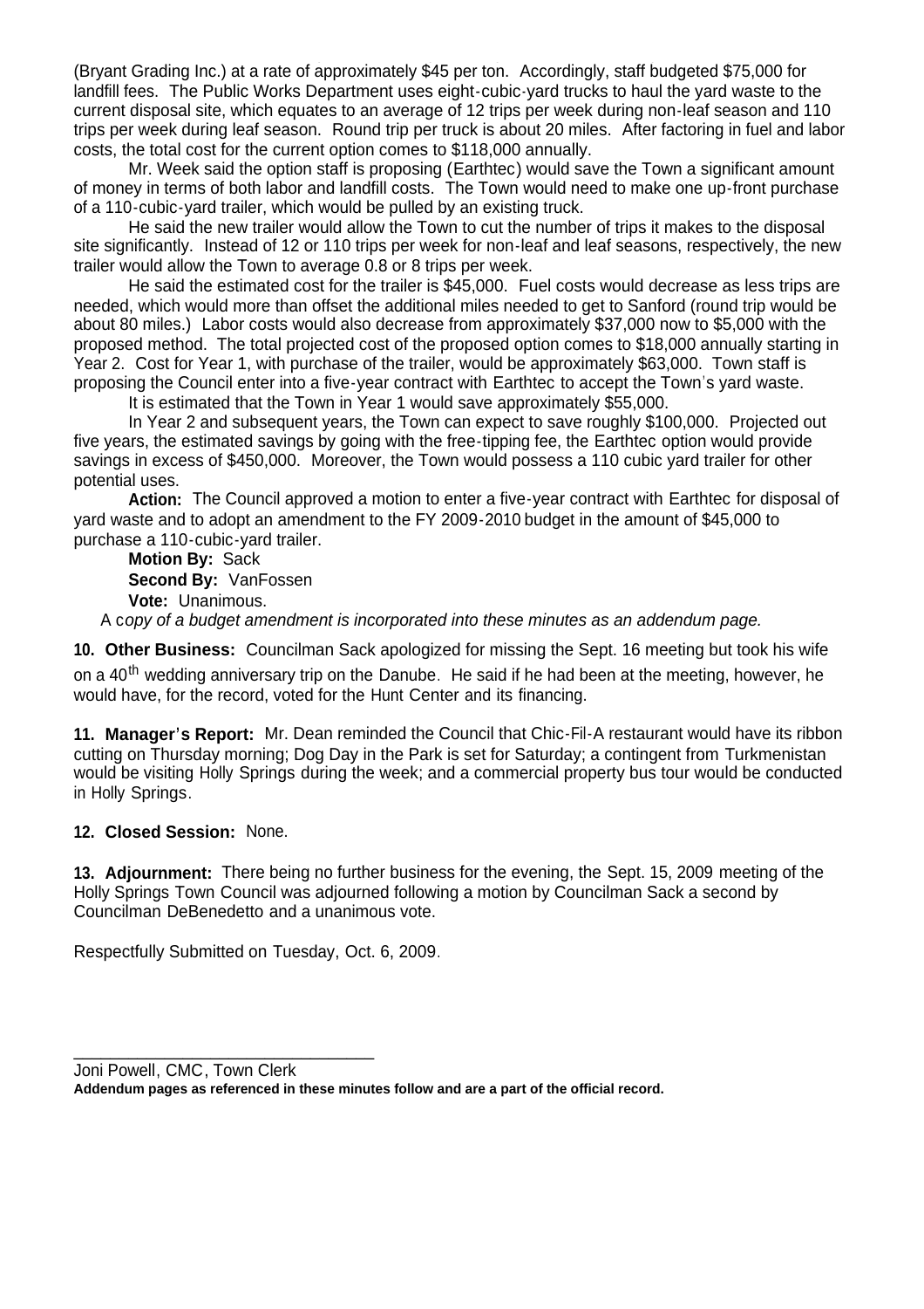(Bryant Grading Inc.) at a rate of approximately $45 per ton. Accordingly, staff budgeted $75,000 for landfill fees. The Public Works Department uses eight-cubic-yard trucks to haul the yard waste to the current disposal site, which equates to an average of 12 trips per week during non-leaf season and 110 trips per week during leaf season. Round trip per truck is about 20 miles. After factoring in fuel and labor costs, the total cost for the current option comes to $118,000 annually.

Mr. Week said the option staff is proposing (Earthtec) would save the Town a significant amount of money in terms of both labor and landfill costs. The Town would need to make one up-front purchase of a 110-cubic-yard trailer, which would be pulled by an existing truck.

He said the new trailer would allow the Town to cut the number of trips it makes to the disposal site significantly. Instead of 12 or 110 trips per week for non-leaf and leaf seasons, respectively, the new trailer would allow the Town to average 0.8 or 8 trips per week.

He said the estimated cost for the trailer is $45,000. Fuel costs would decrease as less trips are needed, which would more than offset the additional miles needed to get to Sanford (round trip would be about 80 miles.) Labor costs would also decrease from approximately $37,000 now to $5,000 with the proposed method. The total projected cost of the proposed option comes to $18,000 annually starting in Year 2. Cost for Year 1, with purchase of the trailer, would be approximately $63,000. Town staff is proposing the Council enter into a five-year contract with Earthtec to accept the Town's yard waste.

It is estimated that the Town in Year 1 would save approximately $55,000.

In Year 2 and subsequent years, the Town can expect to save roughly $100,000. Projected out five years, the estimated savings by going with the free-tipping fee, the Earthtec option would provide savings in excess of $450,000. Moreover, the Town would possess a 110 cubic yard trailer for other potential uses.

**Action:** The Council approved a motion to enter a five-year contract with Earthtec for disposal of yard waste and to adopt an amendment to the FY 2009-2010 budget in the amount of $45,000 to purchase a 110-cubic-yard trailer.

**Motion By:** Sack
**Second By:** VanFossen
**Vote:** Unanimous.

A c*opy of a budget amendment is incorporated into these minutes as an addendum page.*

**10. Other Business:** Councilman Sack apologized for missing the Sept. 16 meeting but took his wife on a 40th wedding anniversary trip on the Danube. He said if he had been at the meeting, however, he would have, for the record, voted for the Hunt Center and its financing.

**11. Manager's Report:** Mr. Dean reminded the Council that Chic-Fil-A restaurant would have its ribbon cutting on Thursday morning; Dog Day in the Park is set for Saturday; a contingent from Turkmenistan would be visiting Holly Springs during the week; and a commercial property bus tour would be conducted in Holly Springs.

**12. Closed Session:** None.

**13. Adjournment:** There being no further business for the evening, the Sept. 15, 2009 meeting of the Holly Springs Town Council was adjourned following a motion by Councilman Sack a second by Councilman DeBenedetto and a unanimous vote.

Respectfully Submitted on Tuesday, Oct. 6, 2009.

\_\_\_\_\_\_\_\_\_\_\_\_\_\_\_\_\_\_\_\_\_\_\_\_\_\_\_\_\_\_\_
Joni Powell, CMC, Town Clerk

**Addendum pages as referenced in these minutes follow and are a part of the official record.**